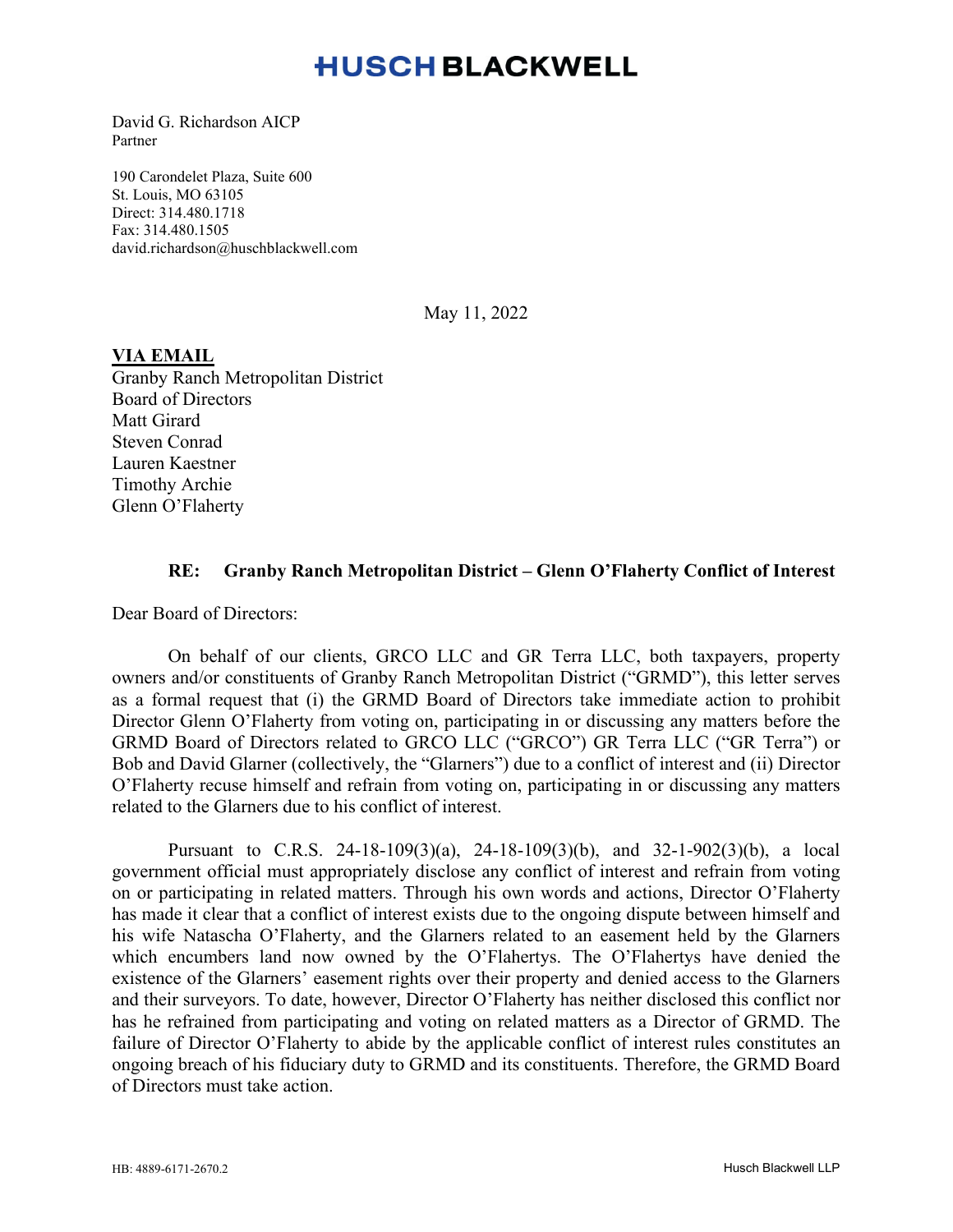# HUSCH BLACKWELL

David G. Richardson AICP
Partner

190 Carondelet Plaza, Suite 600
St. Louis, MO 63105
Direct: 314.480.1718
Fax: 314.480.1505
david.richardson@huschblackwell.com

May 11, 2022

**VIA EMAIL**
Granby Ranch Metropolitan District
Board of Directors
Matt Girard
Steven Conrad
Lauren Kaestner
Timothy Archie
Glenn O'Flaherty

**RE: Granby Ranch Metropolitan District – Glenn O'Flaherty Conflict of Interest**

Dear Board of Directors:

On behalf of our clients, GRCO LLC and GR Terra LLC, both taxpayers, property owners and/or constituents of Granby Ranch Metropolitan District ("GRMD"), this letter serves as a formal request that (i) the GRMD Board of Directors take immediate action to prohibit Director Glenn O'Flaherty from voting on, participating in or discussing any matters before the GRMD Board of Directors related to GRCO LLC ("GRCO") GR Terra LLC ("GR Terra") or Bob and David Glarner (collectively, the "Glarners") due to a conflict of interest and (ii) Director O'Flaherty recuse himself and refrain from voting on, participating in or discussing any matters related to the Glarners due to his conflict of interest.

Pursuant to C.R.S. 24-18-109(3)(a), 24-18-109(3)(b), and 32-1-902(3)(b), a local government official must appropriately disclose any conflict of interest and refrain from voting on or participating in related matters. Through his own words and actions, Director O'Flaherty has made it clear that a conflict of interest exists due to the ongoing dispute between himself and his wife Natascha O'Flaherty, and the Glarners related to an easement held by the Glarners which encumbers land now owned by the O'Flahertys. The O'Flahertys have denied the existence of the Glarners' easement rights over their property and denied access to the Glarners and their surveyors. To date, however, Director O'Flaherty has neither disclosed this conflict nor has he refrained from participating and voting on related matters as a Director of GRMD. The failure of Director O'Flaherty to abide by the applicable conflict of interest rules constitutes an ongoing breach of his fiduciary duty to GRMD and its constituents. Therefore, the GRMD Board of Directors must take action.

HB: 4889-6171-2670.2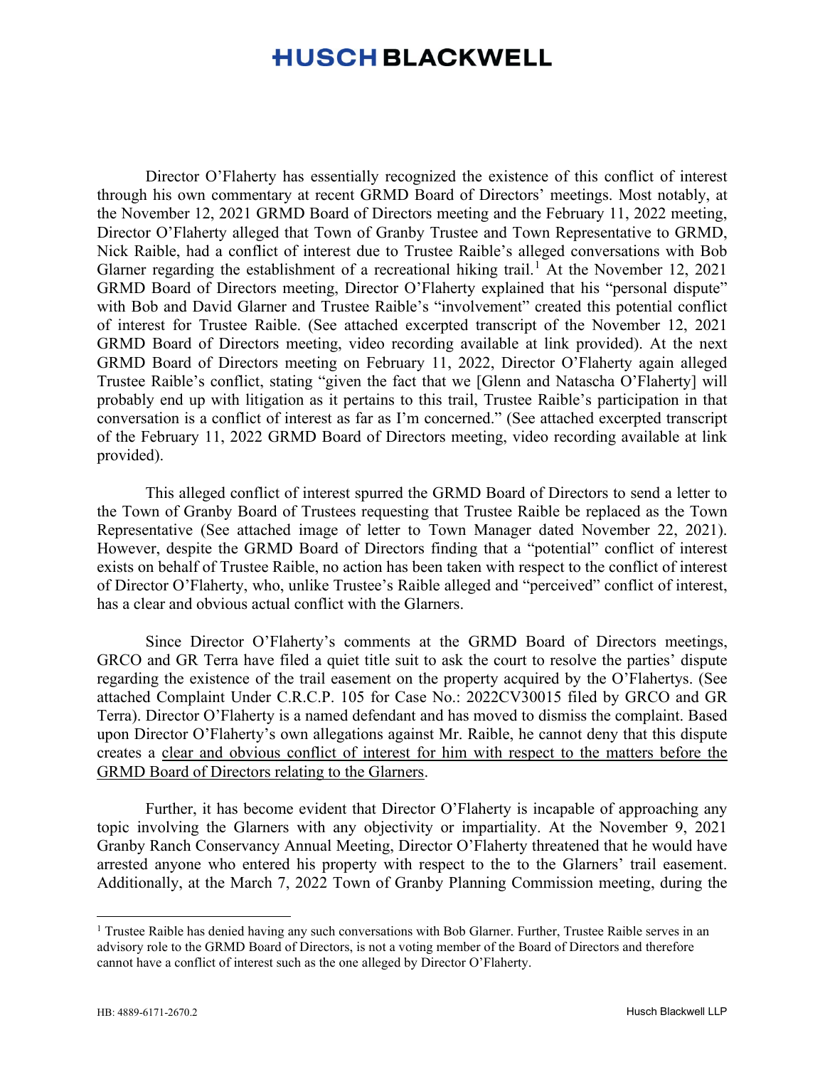Director O'Flaherty has essentially recognized the existence of this conflict of interest through his own commentary at recent GRMD Board of Directors' meetings. Most notably, at the November 12, 2021 GRMD Board of Directors meeting and the February 11, 2022 meeting, Director O'Flaherty alleged that Town of Granby Trustee and Town Representative to GRMD, Nick Raible, had a conflict of interest due to Trustee Raible's alleged conversations with Bob Glarner regarding the establishment of a recreational hiking trail.[1] At the November 12, 2021 GRMD Board of Directors meeting, Director O'Flaherty explained that his "personal dispute" with Bob and David Glarner and Trustee Raible's "involvement" created this potential conflict of interest for Trustee Raible. (See attached excerpted transcript of the November 12, 2021 GRMD Board of Directors meeting, video recording available at link provided). At the next GRMD Board of Directors meeting on February 11, 2022, Director O'Flaherty again alleged Trustee Raible's conflict, stating "given the fact that we [Glenn and Natascha O'Flaherty] will probably end up with litigation as it pertains to this trail, Trustee Raible's participation in that conversation is a conflict of interest as far as I'm concerned." (See attached excerpted transcript of the February 11, 2022 GRMD Board of Directors meeting, video recording available at link provided).

This alleged conflict of interest spurred the GRMD Board of Directors to send a letter to the Town of Granby Board of Trustees requesting that Trustee Raible be replaced as the Town Representative (See attached image of letter to Town Manager dated November 22, 2021). However, despite the GRMD Board of Directors finding that a "potential" conflict of interest exists on behalf of Trustee Raible, no action has been taken with respect to the conflict of interest of Director O'Flaherty, who, unlike Trustee's Raible alleged and "perceived" conflict of interest, has a clear and obvious actual conflict with the Glarners.

Since Director O'Flaherty's comments at the GRMD Board of Directors meetings, GRCO and GR Terra have filed a quiet title suit to ask the court to resolve the parties' dispute regarding the existence of the trail easement on the property acquired by the O'Flahertys. (See attached Complaint Under C.R.C.P. 105 for Case No.: 2022CV30015 filed by GRCO and GR Terra). Director O'Flaherty is a named defendant and has moved to dismiss the complaint. Based upon Director O'Flaherty's own allegations against Mr. Raible, he cannot deny that this dispute creates a <u>clear and obvious conflict of interest for him with respect to the matters before the GRMD Board of Directors relating to the Glarners</u>.

Further, it has become evident that Director O'Flaherty is incapable of approaching any topic involving the Glarners with any objectivity or impartiality. At the November 9, 2021 Granby Ranch Conservancy Annual Meeting, Director O'Flaherty threatened that he would have arrested anyone who entered his property with respect to the to the Glarners' trail easement. Additionally, at the March 7, 2022 Town of Granby Planning Commission meeting, during the

---

[1] Trustee Raible has denied having any such conversations with Bob Glarner. Further, Trustee Raible serves in an advisory role to the GRMD Board of Directors, is not a voting member of the Board of Directors and therefore cannot have a conflict of interest such as the one alleged by Director O'Flaherty.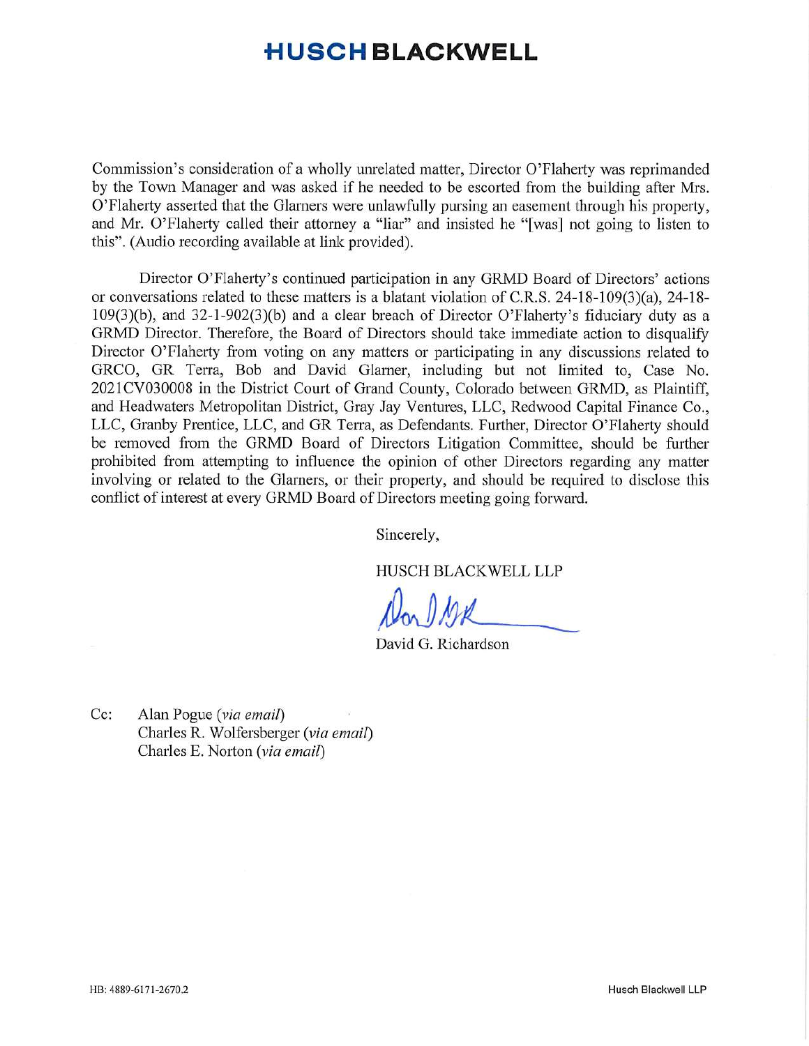Commission's consideration of a wholly unrelated matter, Director O'Flaherty was reprimanded by the Town Manager and was asked if he needed to be escorted from the building after Mrs. O'Flaherty asserted that the Glarners were unlawfully pursing an easement through his property, and Mr. O'Flaherty called their attorney a "liar" and insisted he "[was] not going to listen to this". (Audio recording available at link provided).

Director O'Flaherty's continued participation in any GRMD Board of Directors' actions or conversations related to these matters is a blatant violation of C.R.S. 24-18-109(3)(a), 24-18-109(3)(b), and 32-1-902(3)(b) and a clear breach of Director O'Flaherty's fiduciary duty as a GRMD Director. Therefore, the Board of Directors should take immediate action to disqualify Director O'Flaherty from voting on any matters or participating in any discussions related to GRCO, GR Terra, Bob and David Glarner, including but not limited to, Case No. 2021CV030008 in the District Court of Grand County, Colorado between GRMD, as Plaintiff, and Headwaters Metropolitan District, Gray Jay Ventures, LLC, Redwood Capital Finance Co., LLC, Granby Prentice, LLC, and GR Terra, as Defendants. Further, Director O'Flaherty should be removed from the GRMD Board of Directors Litigation Committee, should be further prohibited from attempting to influence the opinion of other Directors regarding any matter involving or related to the Glarners, or their property, and should be required to disclose this conflict of interest at every GRMD Board of Directors meeting going forward.

Sincerely,

HUSCH BLACKWELL LLP

David G. Richardson

Cc: Alan Pogue (*via email*)
Charles R. Wolfersberger (*via email*)
Charles E. Norton (*via email*)

HB: 4889-6171-2670.2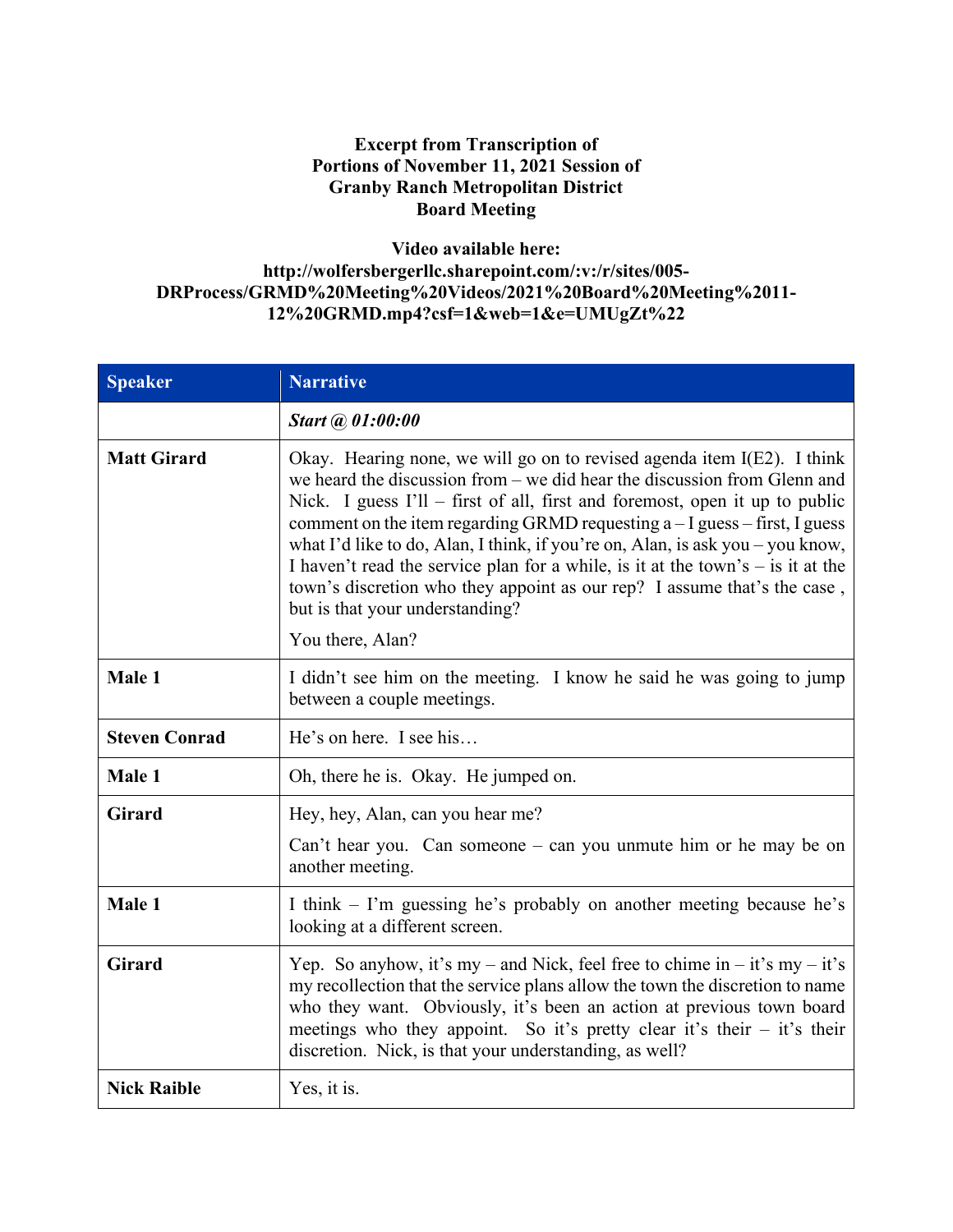**Excerpt from Transcription of**
**Portions of November 11, 2021 Session of**
**Granby Ranch Metropolitan District**
**Board Meeting**

**Video available here:**
**http://wolfersbergerllc.sharepoint.com/:v:/r/sites/005-DRProcess/GRMD%20Meeting%20Videos/2021%20Board%20Meeting%2011-12%20GRMD.mp4?csf=1&web=1&e=UMUgZt%22**

| Speaker | Narrative |
|---|---|
| | ***Start @ 01:00:00*** |
| **Matt Girard** | Okay. Hearing none, we will go on to revised agenda item I(E2). I think we heard the discussion from – we did hear the discussion from Glenn and Nick. I guess I'll – first of all, first and foremost, open it up to public comment on the item regarding GRMD requesting a – I guess – first, I guess what I'd like to do, Alan, I think, if you're on, Alan, is ask you – you know, I haven't read the service plan for a while, is it at the town's – is it at the town's discretion who they appoint as our rep? I assume that's the case , but is that your understanding?<br><br>You there, Alan? |
| **Male 1** | I didn't see him on the meeting. I know he said he was going to jump between a couple meetings. |
| **Steven Conrad** | He's on here. I see his… |
| **Male 1** | Oh, there he is. Okay. He jumped on. |
| **Girard** | Hey, hey, Alan, can you hear me?<br><br>Can't hear you. Can someone – can you unmute him or he may be on another meeting. |
| **Male 1** | I think – I'm guessing he's probably on another meeting because he's looking at a different screen. |
| **Girard** | Yep. So anyhow, it's my – and Nick, feel free to chime in – it's my – it's my recollection that the service plans allow the town the discretion to name who they want. Obviously, it's been an action at previous town board meetings who they appoint. So it's pretty clear it's their – it's their discretion. Nick, is that your understanding, as well? |
| **Nick Raible** | Yes, it is. |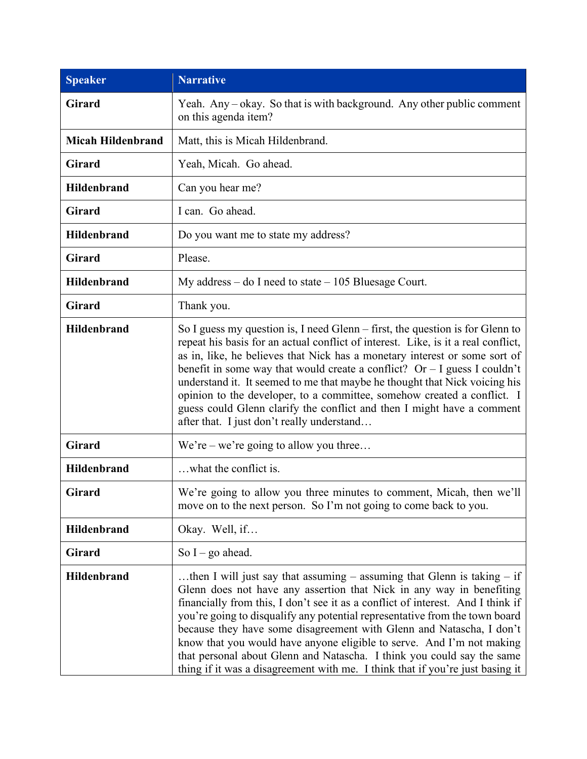| Speaker | Narrative |
| --- | --- |
| **Girard** | Yeah. Any – okay. So that is with background. Any other public comment on this agenda item? |
| **Micah Hildenbrand** | Matt, this is Micah Hildenbrand. |
| **Girard** | Yeah, Micah. Go ahead. |
| **Hildenbrand** | Can you hear me? |
| **Girard** | I can. Go ahead. |
| **Hildenbrand** | Do you want me to state my address? |
| **Girard** | Please. |
| **Hildenbrand** | My address – do I need to state – 105 Bluesage Court. |
| **Girard** | Thank you. |
| **Hildenbrand** | So I guess my question is, I need Glenn – first, the question is for Glenn to repeat his basis for an actual conflict of interest. Like, is it a real conflict, as in, like, he believes that Nick has a monetary interest or some sort of benefit in some way that would create a conflict? Or – I guess I couldn't understand it. It seemed to me that maybe he thought that Nick voicing his opinion to the developer, to a committee, somehow created a conflict. I guess could Glenn clarify the conflict and then I might have a comment after that. I just don't really understand… |
| **Girard** | We're – we're going to allow you three… |
| **Hildenbrand** | …what the conflict is. |
| **Girard** | We're going to allow you three minutes to comment, Micah, then we'll move on to the next person. So I'm not going to come back to you. |
| **Hildenbrand** | Okay. Well, if… |
| **Girard** | So I – go ahead. |
| **Hildenbrand** | …then I will just say that assuming – assuming that Glenn is taking – if Glenn does not have any assertion that Nick in any way in benefiting financially from this, I don't see it as a conflict of interest. And I think if you're going to disqualify any potential representative from the town board because they have some disagreement with Glenn and Natascha, I don't know that you would have anyone eligible to serve. And I'm not making that personal about Glenn and Natascha. I think you could say the same thing if it was a disagreement with me. I think that if you're just basing it |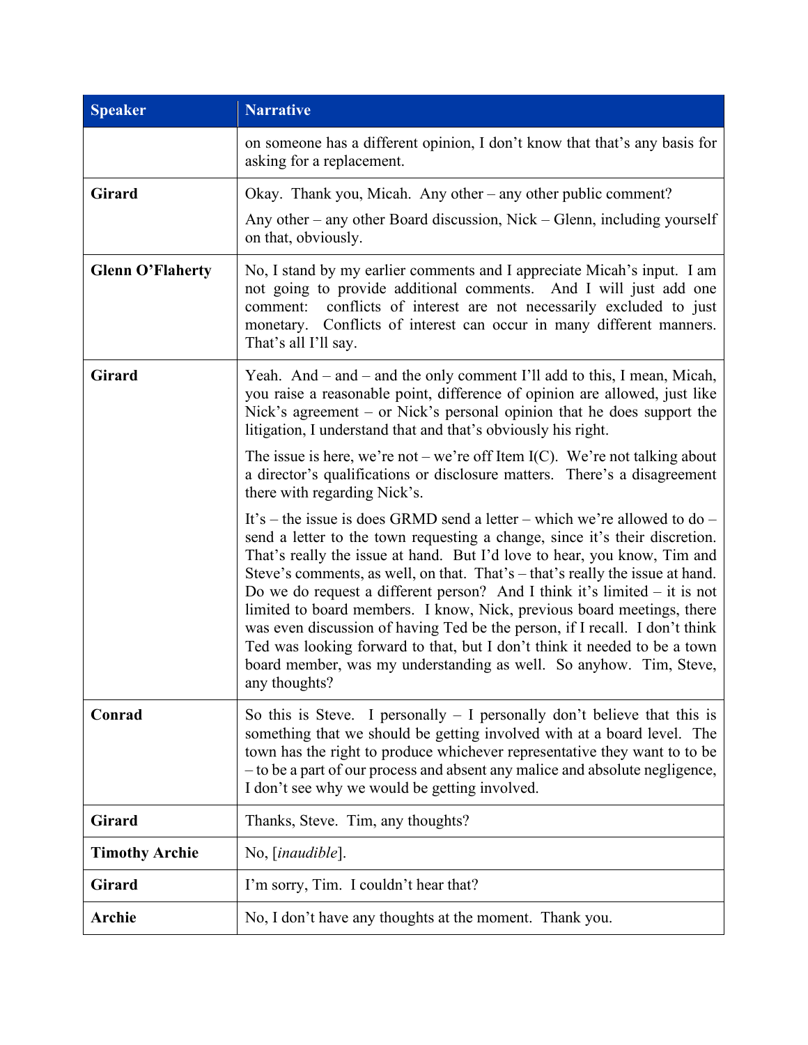| Speaker | Narrative |
| --- | --- |
| | on someone has a different opinion, I don't know that that's any basis for asking for a replacement. |
| **Girard** | Okay. Thank you, Micah. Any other – any other public comment?<br><br>Any other – any other Board discussion, Nick – Glenn, including yourself on that, obviously. |
| **Glenn O'Flaherty** | No, I stand by my earlier comments and I appreciate Micah's input. I am not going to provide additional comments. And I will just add one comment: conflicts of interest are not necessarily excluded to just monetary. Conflicts of interest can occur in many different manners. That's all I'll say. |
| **Girard** | Yeah. And – and – and the only comment I'll add to this, I mean, Micah, you raise a reasonable point, difference of opinion are allowed, just like Nick's agreement – or Nick's personal opinion that he does support the litigation, I understand that and that's obviously his right.<br><br>The issue is here, we're not – we're off Item I(C). We're not talking about a director's qualifications or disclosure matters. There's a disagreement there with regarding Nick's.<br><br>It's – the issue is does GRMD send a letter – which we're allowed to do – send a letter to the town requesting a change, since it's their discretion. That's really the issue at hand. But I'd love to hear, you know, Tim and Steve's comments, as well, on that. That's – that's really the issue at hand. Do we do request a different person? And I think it's limited – it is not limited to board members. I know, Nick, previous board meetings, there was even discussion of having Ted be the person, if I recall. I don't think Ted was looking forward to that, but I don't think it needed to be a town board member, was my understanding as well. So anyhow. Tim, Steve, any thoughts? |
| **Conrad** | So this is Steve. I personally – I personally don't believe that this is something that we should be getting involved with at a board level. The town has the right to produce whichever representative they want to to be – to be a part of our process and absent any malice and absolute negligence, I don't see why we would be getting involved. |
| **Girard** | Thanks, Steve. Tim, any thoughts? |
| **Timothy Archie** | No, [*inaudible*]. |
| **Girard** | I'm sorry, Tim. I couldn't hear that? |
| **Archie** | No, I don't have any thoughts at the moment. Thank you. |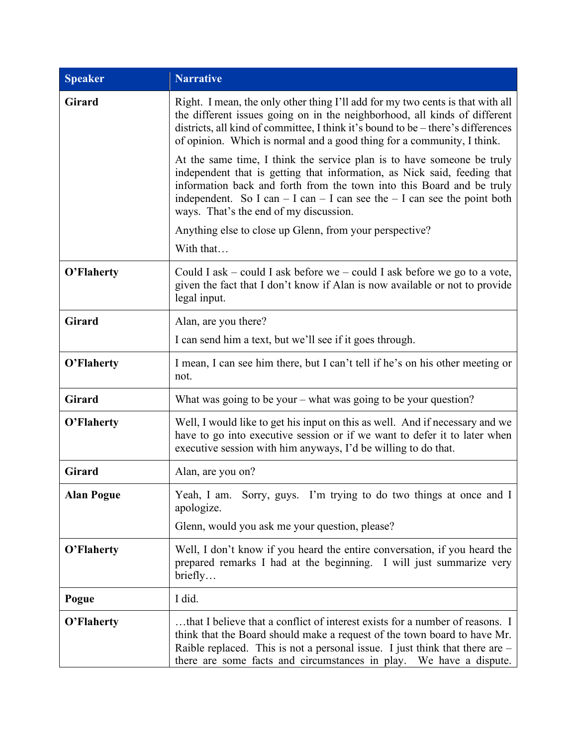| Speaker | Narrative |
|---|---|
| **Girard** | Right. I mean, the only other thing I'll add for my two cents is that with all the different issues going on in the neighborhood, all kinds of different districts, all kind of committee, I think it's bound to be – there's differences of opinion. Which is normal and a good thing for a community, I think.<br><br>At the same time, I think the service plan is to have someone be truly independent that is getting that information, as Nick said, feeding that information back and forth from the town into this Board and be truly independent. So I can – I can – I can see the – I can see the point both ways. That's the end of my discussion.<br><br>Anything else to close up Glenn, from your perspective?<br><br>With that… |
| **O'Flaherty** | Could I ask – could I ask before we – could I ask before we go to a vote, given the fact that I don't know if Alan is now available or not to provide legal input. |
| **Girard** | Alan, are you there?<br><br>I can send him a text, but we'll see if it goes through. |
| **O'Flaherty** | I mean, I can see him there, but I can't tell if he's on his other meeting or not. |
| **Girard** | What was going to be your – what was going to be your question? |
| **O'Flaherty** | Well, I would like to get his input on this as well. And if necessary and we have to go into executive session or if we want to defer it to later when executive session with him anyways, I'd be willing to do that. |
| **Girard** | Alan, are you on? |
| **Alan Pogue** | Yeah, I am. Sorry, guys. I'm trying to do two things at once and I apologize.<br><br>Glenn, would you ask me your question, please? |
| **O'Flaherty** | Well, I don't know if you heard the entire conversation, if you heard the prepared remarks I had at the beginning. I will just summarize very briefly… |
| **Pogue** | I did. |
| **O'Flaherty** | …that I believe that a conflict of interest exists for a number of reasons. I think that the Board should make a request of the town board to have Mr. Raible replaced. This is not a personal issue. I just think that there are – there are some facts and circumstances in play. We have a dispute. |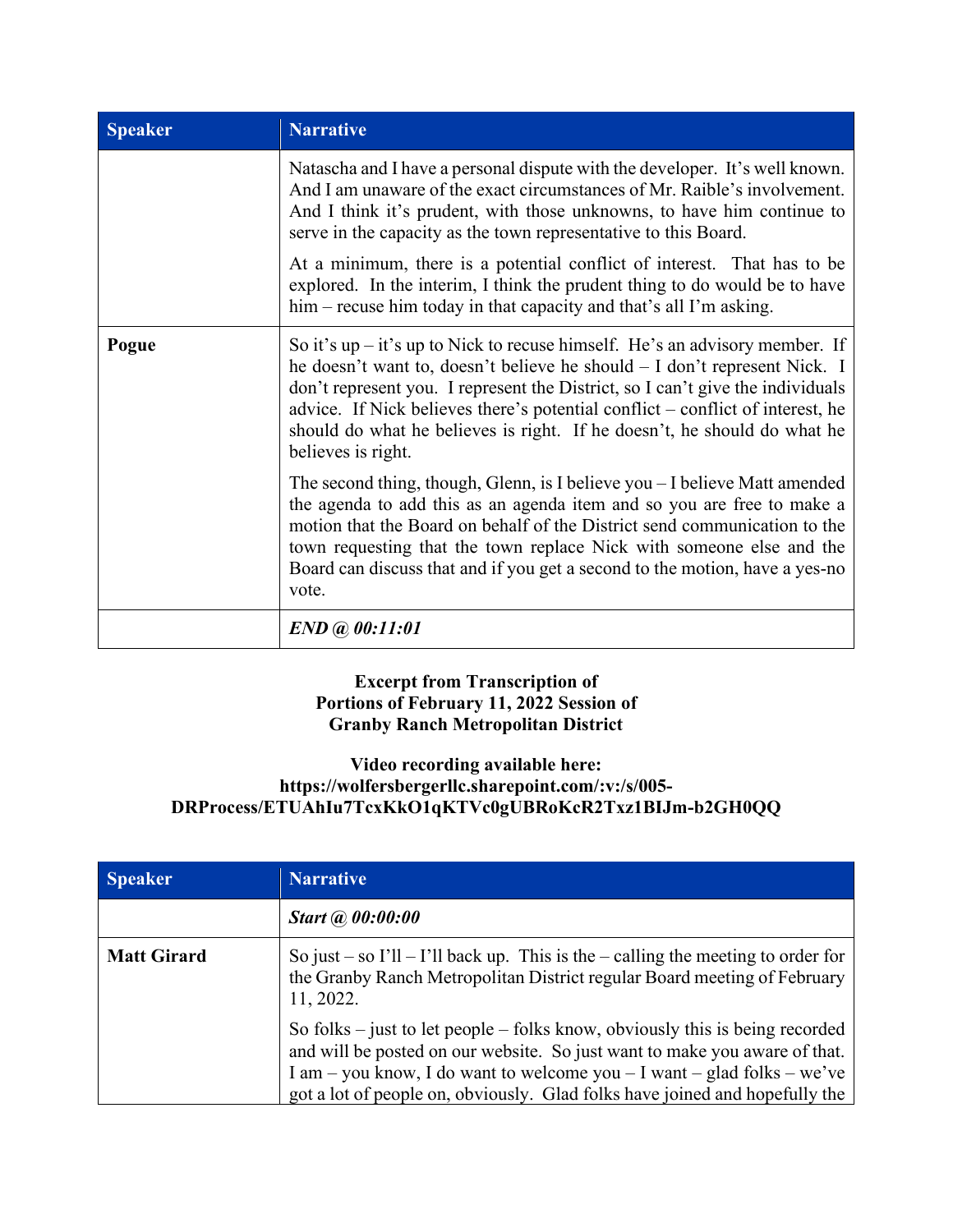| Speaker | Narrative |
| --- | --- |
| | Natascha and I have a personal dispute with the developer. It's well known. And I am unaware of the exact circumstances of Mr. Raible's involvement. And I think it's prudent, with those unknowns, to have him continue to serve in the capacity as the town representative to this Board.<br><br>At a minimum, there is a potential conflict of interest. That has to be explored. In the interim, I think the prudent thing to do would be to have him – recuse him today in that capacity and that's all I'm asking. |
| **Pogue** | So it's up – it's up to Nick to recuse himself. He's an advisory member. If he doesn't want to, doesn't believe he should – I don't represent Nick. I don't represent you. I represent the District, so I can't give the individuals advice. If Nick believes there's potential conflict – conflict of interest, he should do what he believes is right. If he doesn't, he should do what he believes is right.<br><br>The second thing, though, Glenn, is I believe you – I believe Matt amended the agenda to add this as an agenda item and so you are free to make a motion that the Board on behalf of the District send communication to the town requesting that the town replace Nick with someone else and the Board can discuss that and if you get a second to the motion, have a yes-no vote. |
| | ***END @ 00:11:01*** |

**Excerpt from Transcription of**
**Portions of February 11, 2022 Session of**
**Granby Ranch Metropolitan District**

**Video recording available here:**
**https://wolfersbergerllc.sharepoint.com/:v:/s/005-DRProcess/ETUAhIu7TcxKkO1qKTVc0gUBRoKcR2Txz1BIJm-b2GH0QQ**

| Speaker | Narrative |
| --- | --- |
| | ***Start @ 00:00:00*** |
| **Matt Girard** | So just – so I'll – I'll back up. This is the – calling the meeting to order for the Granby Ranch Metropolitan District regular Board meeting of February 11, 2022.<br><br>So folks – just to let people – folks know, obviously this is being recorded and will be posted on our website. So just want to make you aware of that. I am – you know, I do want to welcome you – I want – glad folks – we've got a lot of people on, obviously. Glad folks have joined and hopefully the |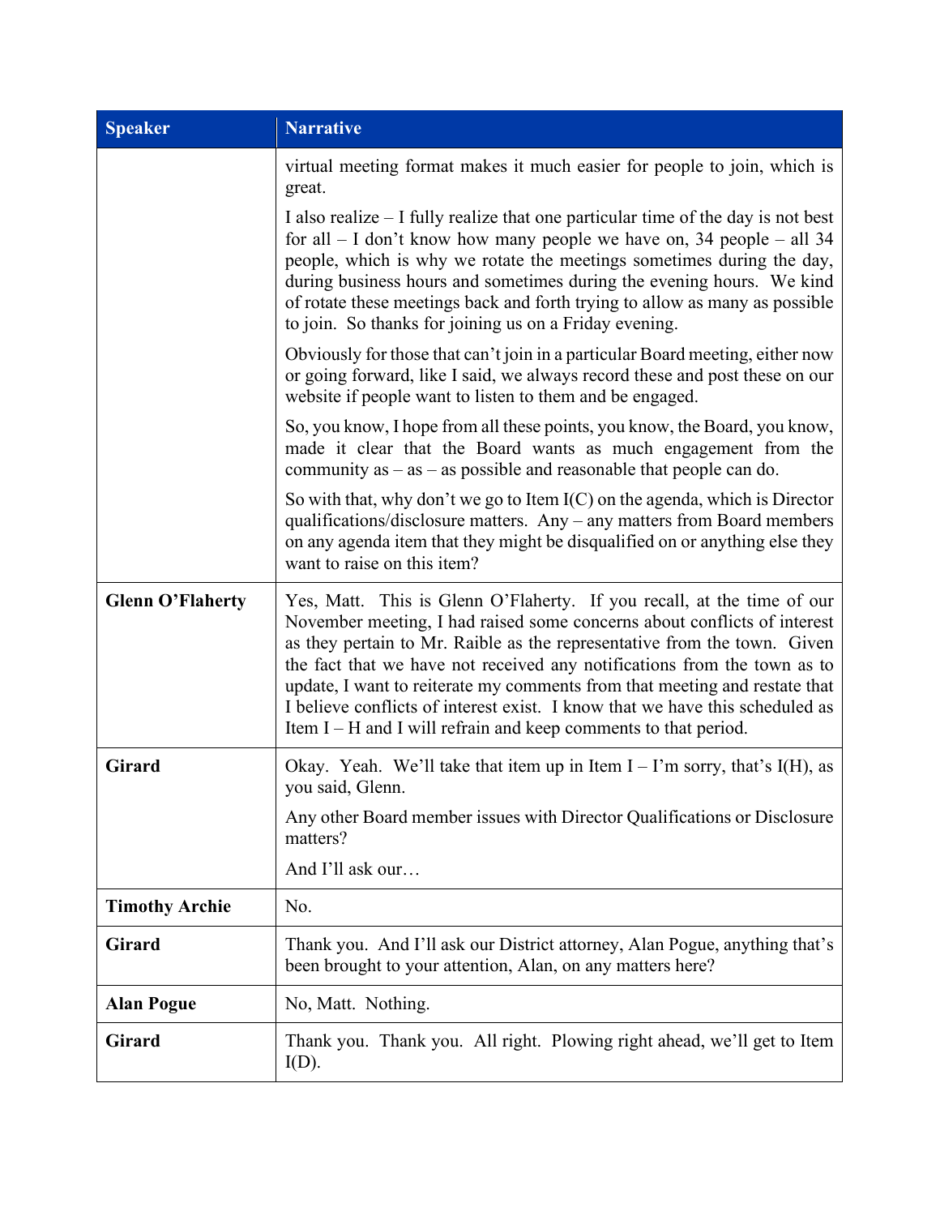| Speaker | Narrative |
| --- | --- |
| | virtual meeting format makes it much easier for people to join, which is great.<br><br>I also realize – I fully realize that one particular time of the day is not best for all – I don't know how many people we have on, 34 people – all 34 people, which is why we rotate the meetings sometimes during the day, during business hours and sometimes during the evening hours. We kind of rotate these meetings back and forth trying to allow as many as possible to join. So thanks for joining us on a Friday evening.<br><br>Obviously for those that can't join in a particular Board meeting, either now or going forward, like I said, we always record these and post these on our website if people want to listen to them and be engaged.<br><br>So, you know, I hope from all these points, you know, the Board, you know, made it clear that the Board wants as much engagement from the community as – as – as possible and reasonable that people can do.<br><br>So with that, why don't we go to Item I(C) on the agenda, which is Director qualifications/disclosure matters. Any – any matters from Board members on any agenda item that they might be disqualified on or anything else they want to raise on this item? |
| **Glenn O'Flaherty** | Yes, Matt. This is Glenn O'Flaherty. If you recall, at the time of our November meeting, I had raised some concerns about conflicts of interest as they pertain to Mr. Raible as the representative from the town. Given the fact that we have not received any notifications from the town as to update, I want to reiterate my comments from that meeting and restate that I believe conflicts of interest exist. I know that we have this scheduled as Item I – H and I will refrain and keep comments to that period. |
| **Girard** | Okay. Yeah. We'll take that item up in Item I – I'm sorry, that's I(H), as you said, Glenn.<br><br>Any other Board member issues with Director Qualifications or Disclosure matters?<br><br>And I'll ask our… |
| **Timothy Archie** | No. |
| **Girard** | Thank you. And I'll ask our District attorney, Alan Pogue, anything that's been brought to your attention, Alan, on any matters here? |
| **Alan Pogue** | No, Matt. Nothing. |
| **Girard** | Thank you. Thank you. All right. Plowing right ahead, we'll get to Item I(D). |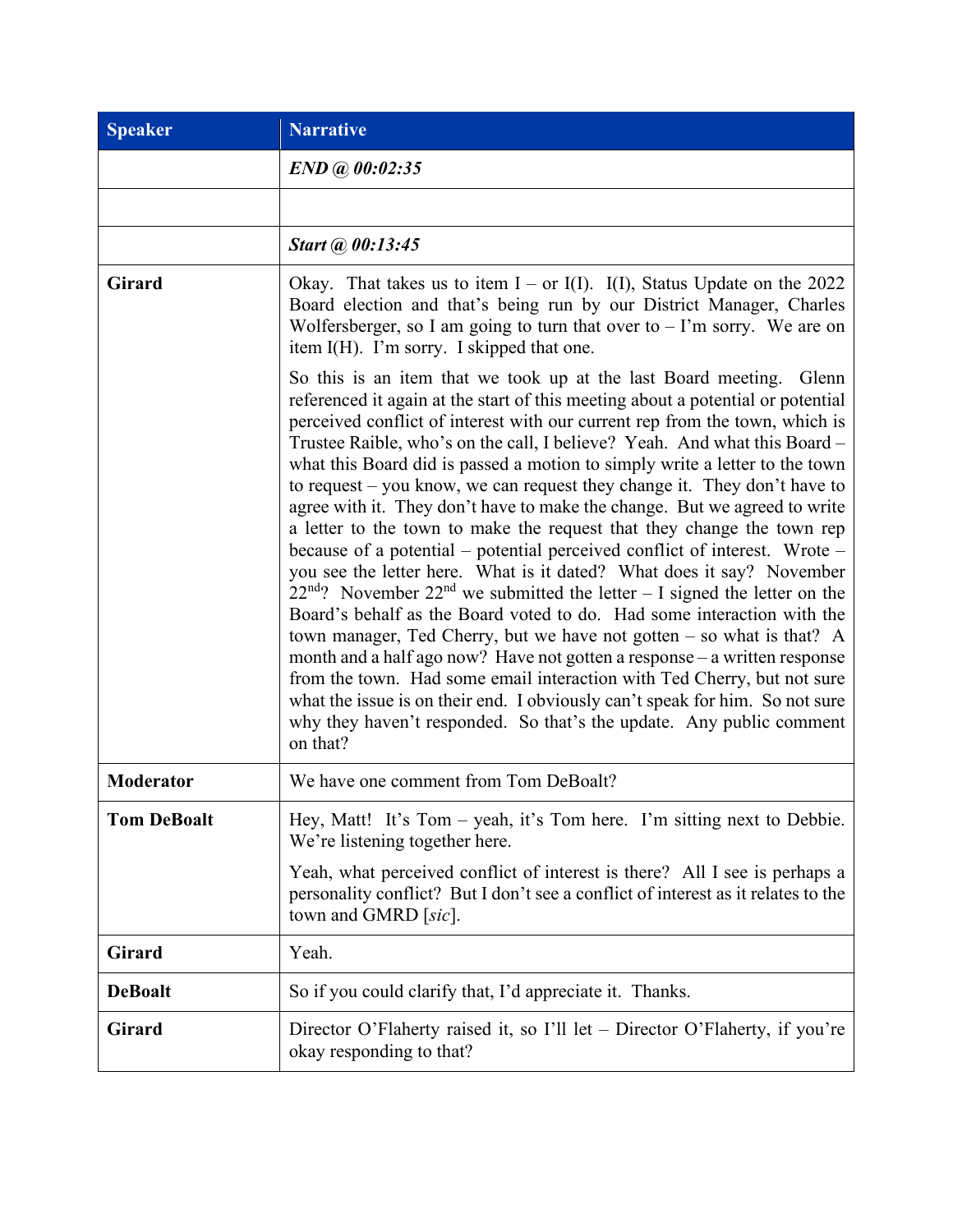| Speaker | Narrative |
|---|---|
| | ***END @ 00:02:35*** |
| | |
| | ***Start @ 00:13:45*** |
| **Girard** | Okay. That takes us to item I – or I(I). I(I), Status Update on the 2022 Board election and that's being run by our District Manager, Charles Wolfersberger, so I am going to turn that over to – I'm sorry. We are on item I(H). I'm sorry. I skipped that one.<br><br>So this is an item that we took up at the last Board meeting. Glenn referenced it again at the start of this meeting about a potential or potential perceived conflict of interest with our current rep from the town, which is Trustee Raible, who's on the call, I believe? Yeah. And what this Board – what this Board did is passed a motion to simply write a letter to the town to request – you know, we can request they change it. They don't have to agree with it. They don't have to make the change. But we agreed to write a letter to the town to make the request that they change the town rep because of a potential – potential perceived conflict of interest. Wrote – you see the letter here. What is it dated? What does it say? November 22nd? November 22nd we submitted the letter – I signed the letter on the Board's behalf as the Board voted to do. Had some interaction with the town manager, Ted Cherry, but we have not gotten – so what is that? A month and a half ago now? Have not gotten a response – a written response from the town. Had some email interaction with Ted Cherry, but not sure what the issue is on their end. I obviously can't speak for him. So not sure why they haven't responded. So that's the update. Any public comment on that? |
| **Moderator** | We have one comment from Tom DeBoalt? |
| **Tom DeBoalt** | Hey, Matt! It's Tom – yeah, it's Tom here. I'm sitting next to Debbie. We're listening together here.<br><br>Yeah, what perceived conflict of interest is there? All I see is perhaps a personality conflict? But I don't see a conflict of interest as it relates to the town and GMRD [*sic*]. |
| **Girard** | Yeah. |
| **DeBoalt** | So if you could clarify that, I'd appreciate it. Thanks. |
| **Girard** | Director O'Flaherty raised it, so I'll let – Director O'Flaherty, if you're okay responding to that? |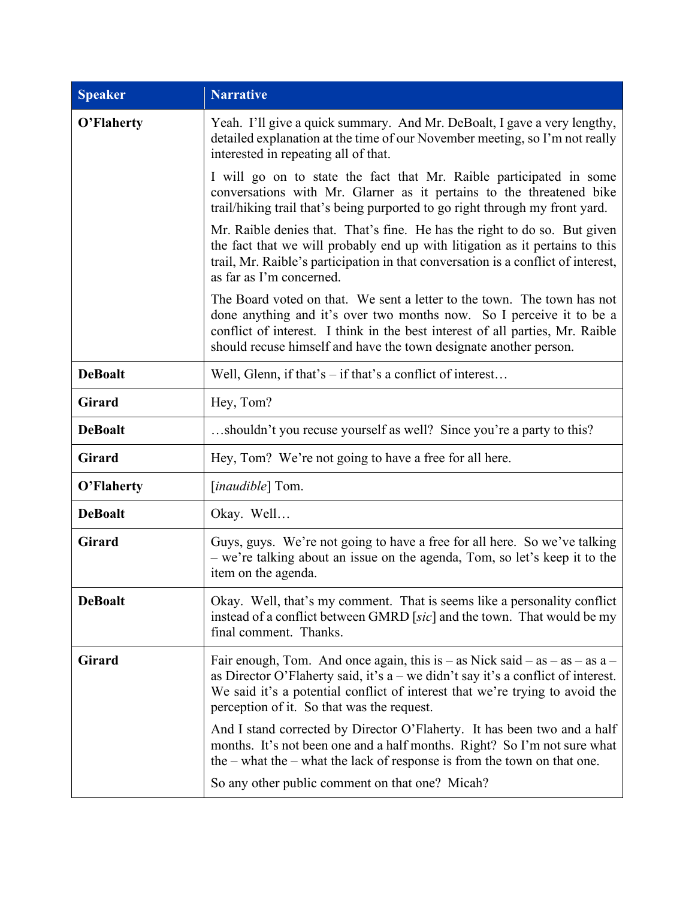| Speaker | Narrative |
|---|---|
| **O'Flaherty** | Yeah. I'll give a quick summary. And Mr. DeBoalt, I gave a very lengthy, detailed explanation at the time of our November meeting, so I'm not really interested in repeating all of that.<br><br>I will go on to state the fact that Mr. Raible participated in some conversations with Mr. Glarner as it pertains to the threatened bike trail/hiking trail that's being purported to go right through my front yard.<br><br>Mr. Raible denies that. That's fine. He has the right to do so. But given the fact that we will probably end up with litigation as it pertains to this trail, Mr. Raible's participation in that conversation is a conflict of interest, as far as I'm concerned.<br><br>The Board voted on that. We sent a letter to the town. The town has not done anything and it's over two months now. So I perceive it to be a conflict of interest. I think in the best interest of all parties, Mr. Raible should recuse himself and have the town designate another person. |
| **DeBoalt** | Well, Glenn, if that's – if that's a conflict of interest… |
| **Girard** | Hey, Tom? |
| **DeBoalt** | …shouldn't you recuse yourself as well? Since you're a party to this? |
| **Girard** | Hey, Tom? We're not going to have a free for all here. |
| **O'Flaherty** | [*inaudible*] Tom. |
| **DeBoalt** | Okay. Well… |
| **Girard** | Guys, guys. We're not going to have a free for all here. So we've talking – we're talking about an issue on the agenda, Tom, so let's keep it to the item on the agenda. |
| **DeBoalt** | Okay. Well, that's my comment. That is seems like a personality conflict instead of a conflict between GMRD [*sic*] and the town. That would be my final comment. Thanks. |
| **Girard** | Fair enough, Tom. And once again, this is – as Nick said – as – as – as a – as Director O'Flaherty said, it's a – we didn't say it's a conflict of interest. We said it's a potential conflict of interest that we're trying to avoid the perception of it. So that was the request.<br><br>And I stand corrected by Director O'Flaherty. It has been two and a half months. It's not been one and a half months. Right? So I'm not sure what the – what the – what the lack of response is from the town on that one.<br><br>So any other public comment on that one? Micah? |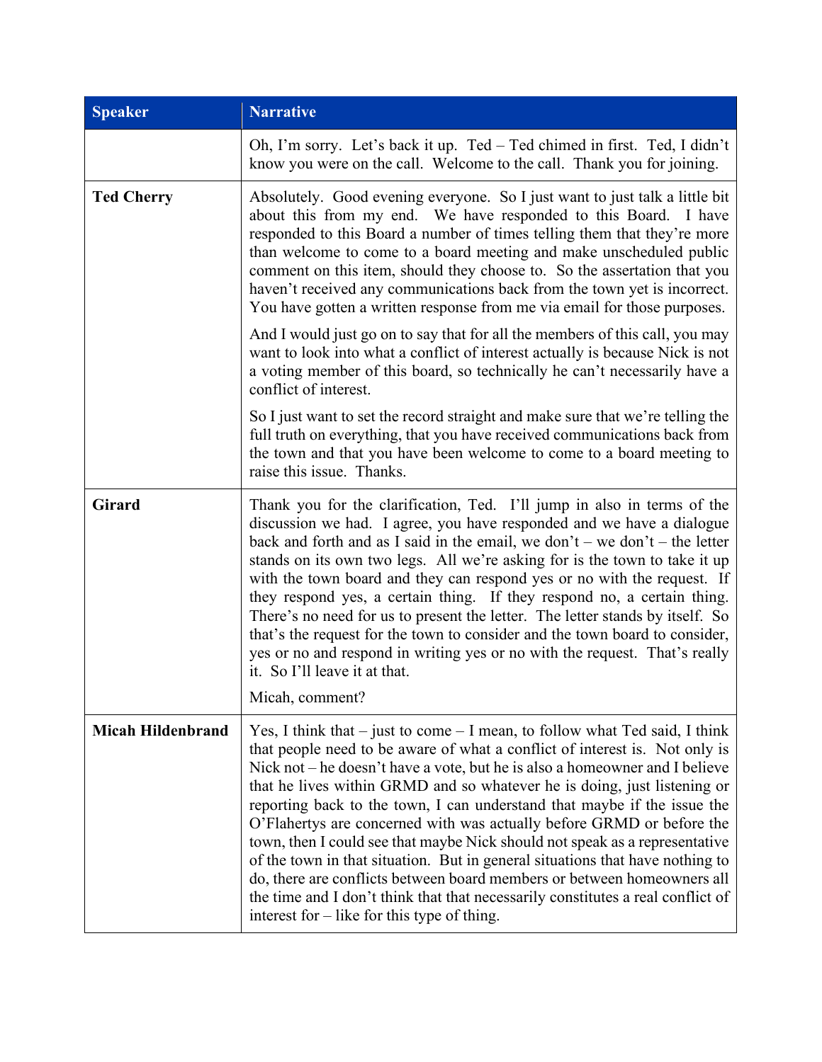| Speaker | Narrative |
|---|---|
| | Oh, I'm sorry. Let's back it up. Ted – Ted chimed in first. Ted, I didn't know you were on the call. Welcome to the call. Thank you for joining. |
| **Ted Cherry** | Absolutely. Good evening everyone. So I just want to just talk a little bit about this from my end. We have responded to this Board. I have responded to this Board a number of times telling them that they're more than welcome to come to a board meeting and make unscheduled public comment on this item, should they choose to. So the assertion that you haven't received any communications back from the town yet is incorrect. You have gotten a written response from me via email for those purposes.<br><br>And I would just go on to say that for all the members of this call, you may want to look into what a conflict of interest actually is because Nick is not a voting member of this board, so technically he can't necessarily have a conflict of interest.<br><br>So I just want to set the record straight and make sure that we're telling the full truth on everything, that you have received communications back from the town and that you have been welcome to come to a board meeting to raise this issue. Thanks. |
| **Girard** | Thank you for the clarification, Ted. I'll jump in also in terms of the discussion we had. I agree, you have responded and we have a dialogue back and forth and as I said in the email, we don't – we don't – the letter stands on its own two legs. All we're asking for is the town to take it up with the town board and they can respond yes or no with the request. If they respond yes, a certain thing. If they respond no, a certain thing. There's no need for us to present the letter. The letter stands by itself. So that's the request for the town to consider and the town board to consider, yes or no and respond in writing yes or no with the request. That's really it. So I'll leave it at that.<br><br>Micah, comment? |
| **Micah Hildenbrand** | Yes, I think that – just to come – I mean, to follow what Ted said, I think that people need to be aware of what a conflict of interest is. Not only is Nick not – he doesn't have a vote, but he is also a homeowner and I believe that he lives within GRMD and so whatever he is doing, just listening or reporting back to the town, I can understand that maybe if the issue the O'Flahertys are concerned with was actually before GRMD or before the town, then I could see that maybe Nick should not speak as a representative of the town in that situation. But in general situations that have nothing to do, there are conflicts between board members or between homeowners all the time and I don't think that that necessarily constitutes a real conflict of interest for – like for this type of thing. |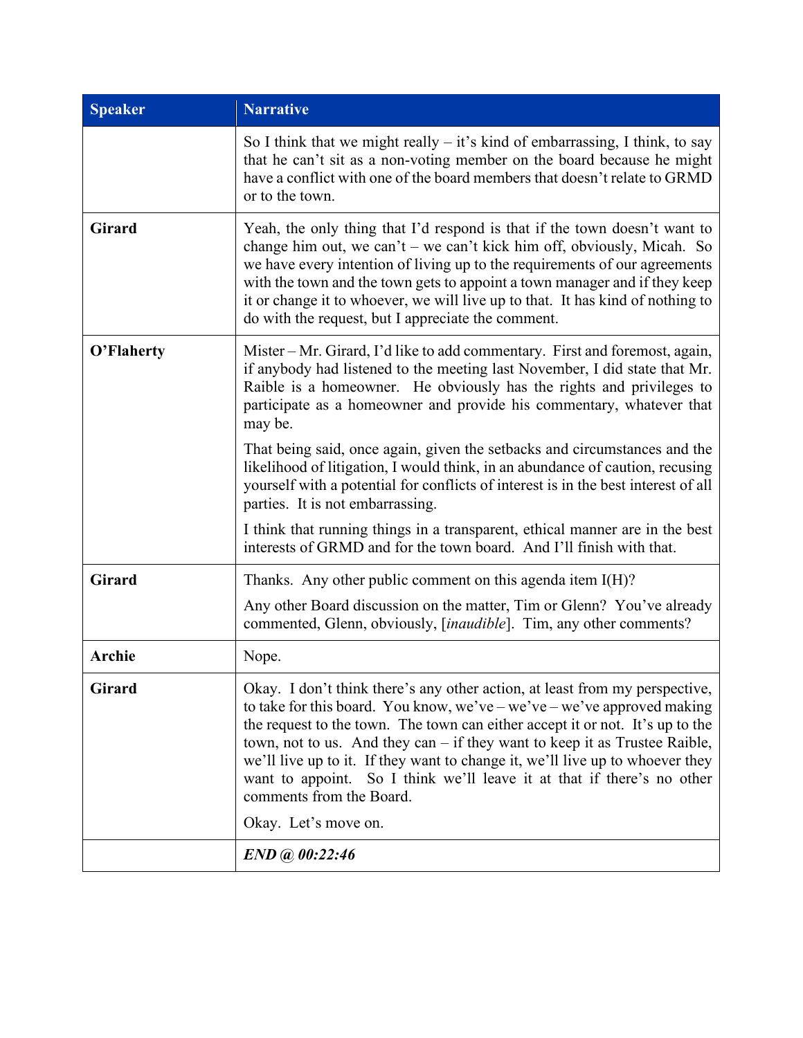| Speaker | Narrative |
|---|---|
| | So I think that we might really – it's kind of embarrassing, I think, to say that he can't sit as a non-voting member on the board because he might have a conflict with one of the board members that doesn't relate to GRMD or to the town. |
| **Girard** | Yeah, the only thing that I'd respond is that if the town doesn't want to change him out, we can't – we can't kick him off, obviously, Micah. So we have every intention of living up to the requirements of our agreements with the town and the town gets to appoint a town manager and if they keep it or change it to whoever, we will live up to that. It has kind of nothing to do with the request, but I appreciate the comment. |
| **O'Flaherty** | Mister – Mr. Girard, I'd like to add commentary. First and foremost, again, if anybody had listened to the meeting last November, I did state that Mr. Raible is a homeowner. He obviously has the rights and privileges to participate as a homeowner and provide his commentary, whatever that may be.<br><br>That being said, once again, given the setbacks and circumstances and the likelihood of litigation, I would think, in an abundance of caution, recusing yourself with a potential for conflicts of interest is in the best interest of all parties. It is not embarrassing.<br><br>I think that running things in a transparent, ethical manner are in the best interests of GRMD and for the town board. And I'll finish with that. |
| **Girard** | Thanks. Any other public comment on this agenda item I(H)?<br><br>Any other Board discussion on the matter, Tim or Glenn? You've already commented, Glenn, obviously, [*inaudible*]. Tim, any other comments? |
| **Archie** | Nope. |
| **Girard** | Okay. I don't think there's any other action, at least from my perspective, to take for this board. You know, we've – we've – we've approved making the request to the town. The town can either accept it or not. It's up to the town, not to us. And they can – if they want to keep it as Trustee Raible, we'll live up to it. If they want to change it, we'll live up to whoever they want to appoint. So I think we'll leave it at that if there's no other comments from the Board.<br><br>Okay. Let's move on. |
| | ***END @ 00:22:46*** |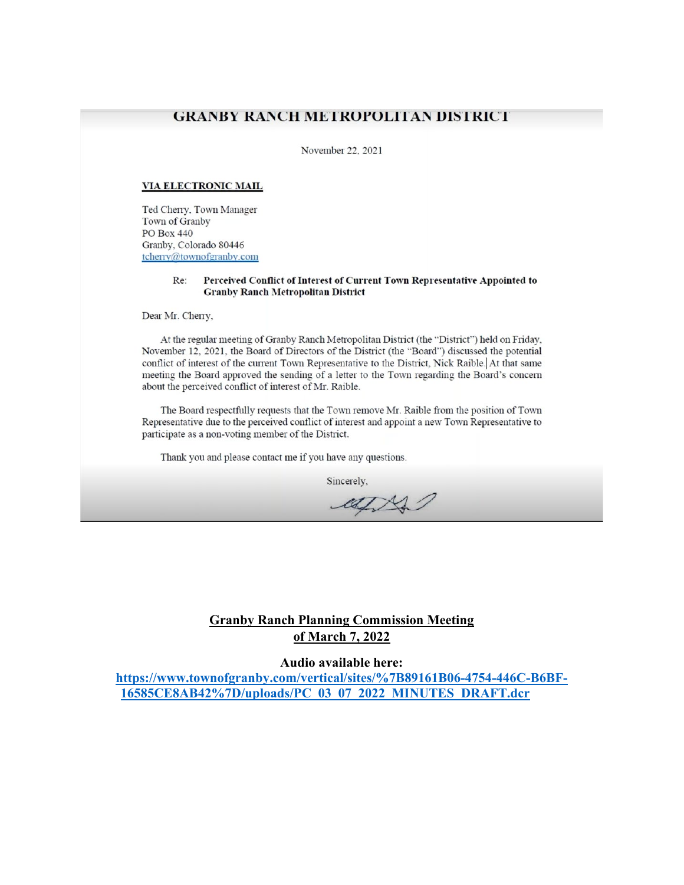## GRANBY RANCH METROPOLITAN DISTRICT

November 22, 2021

**VIA ELECTRONIC MAIL**

Ted Cherry, Town Manager
Town of Granby
PO Box 440
Granby, Colorado 80446
tcherry@townofgranby.com

Re: **Perceived Conflict of Interest of Current Town Representative Appointed to Granby Ranch Metropolitan District**

Dear Mr. Cherry,

At the regular meeting of Granby Ranch Metropolitan District (the "District") held on Friday, November 12, 2021, the Board of Directors of the District (the "Board") discussed the potential conflict of interest of the current Town Representative to the District, Nick Raible. At that same meeting the Board approved the sending of a letter to the Town regarding the Board's concern about the perceived conflict of interest of Mr. Raible.

The Board respectfully requests that the Town remove Mr. Raible from the position of Town Representative due to the perceived conflict of interest and appoint a new Town Representative to participate as a non-voting member of the District.

Thank you and please contact me if you have any questions.

Sincerely,

**Granby Ranch Planning Commission Meeting of March 7, 2022**

**Audio available here:**
**https://www.townofgranby.com/vertical/sites/%7B89161B06-4754-446C-B6BF-16585CE8AB42%7D/uploads/PC_03_07_2022_MINUTES_DRAFT.dcr**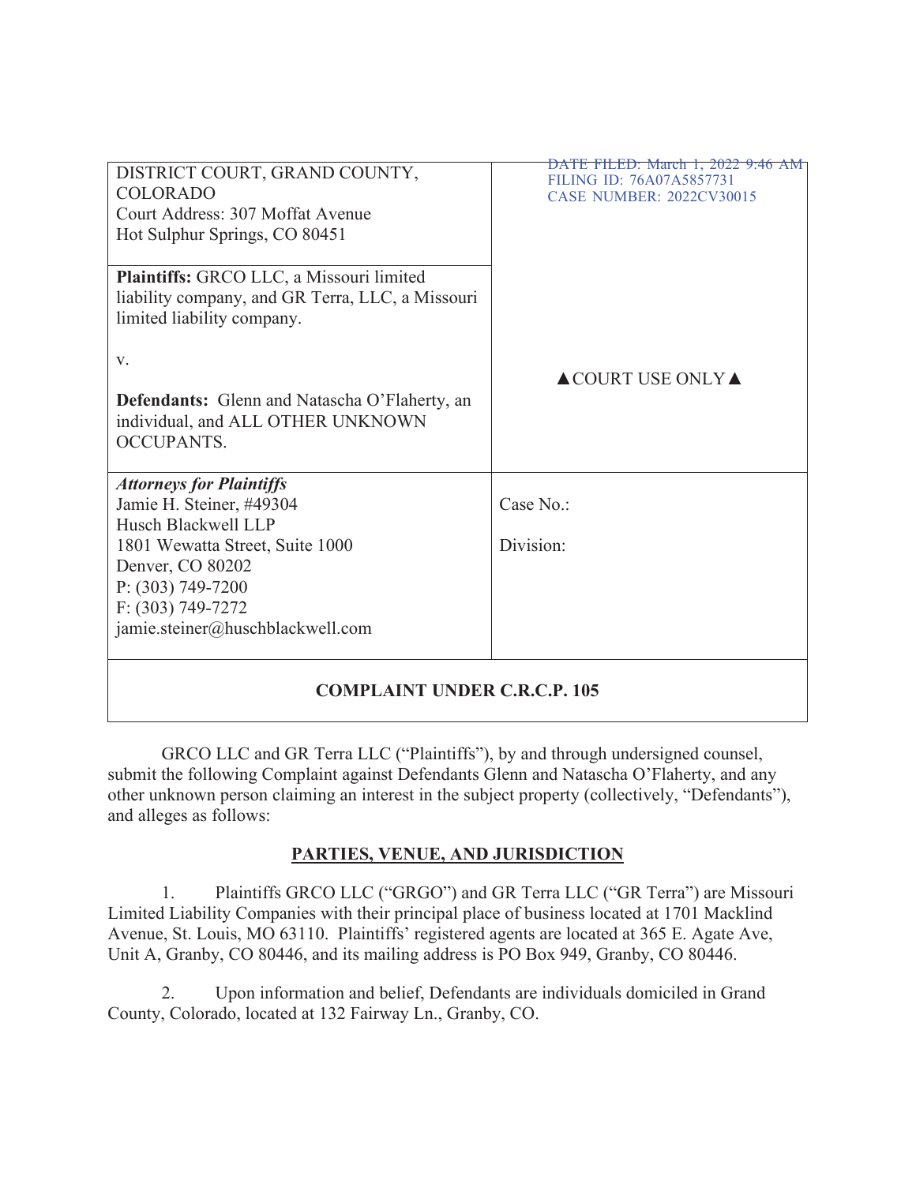| DISTRICT COURT, GRAND COUNTY, COLORADO<br>Court Address: 307 Moffat Avenue<br>Hot Sulphur Springs, CO 80451 | DATE FILED: March 1, 2022 9:46 AM<br>FILING ID: 76A07A5857731<br>CASE NUMBER: 2022CV30015 |
|---|---|
| **Plaintiffs:** GRCO LLC, a Missouri limited liability company, and GR Terra, LLC, a Missouri limited liability company.<br><br>v.<br><br>**Defendants:** Glenn and Natascha O'Flaherty, an individual, and ALL OTHER UNKNOWN OCCUPANTS. | ▲COURT USE ONLY▲ |
| ***Attorneys for Plaintiffs***<br>Jamie H. Steiner, #49304<br>Husch Blackwell LLP<br>1801 Wewatta Street, Suite 1000<br>Denver, CO 80202<br>P: (303) 749-7200<br>F: (303) 749-7272<br>jamie.steiner@huschblackwell.com | Case No.:<br><br>Division: |

**COMPLAINT UNDER C.R.C.P. 105**

GRCO LLC and GR Terra LLC ("Plaintiffs"), by and through undersigned counsel, submit the following Complaint against Defendants Glenn and Natascha O'Flaherty, and any other unknown person claiming an interest in the subject property (collectively, "Defendants"), and alleges as follows:

## PARTIES, VENUE, AND JURISDICTION

1. Plaintiffs GRCO LLC ("GRGO") and GR Terra LLC ("GR Terra") are Missouri Limited Liability Companies with their principal place of business located at 1701 Macklind Avenue, St. Louis, MO 63110. Plaintiffs' registered agents are located at 365 E. Agate Ave, Unit A, Granby, CO 80446, and its mailing address is PO Box 949, Granby, CO 80446.

2. Upon information and belief, Defendants are individuals domiciled in Grand County, Colorado, located at 132 Fairway Ln., Granby, CO.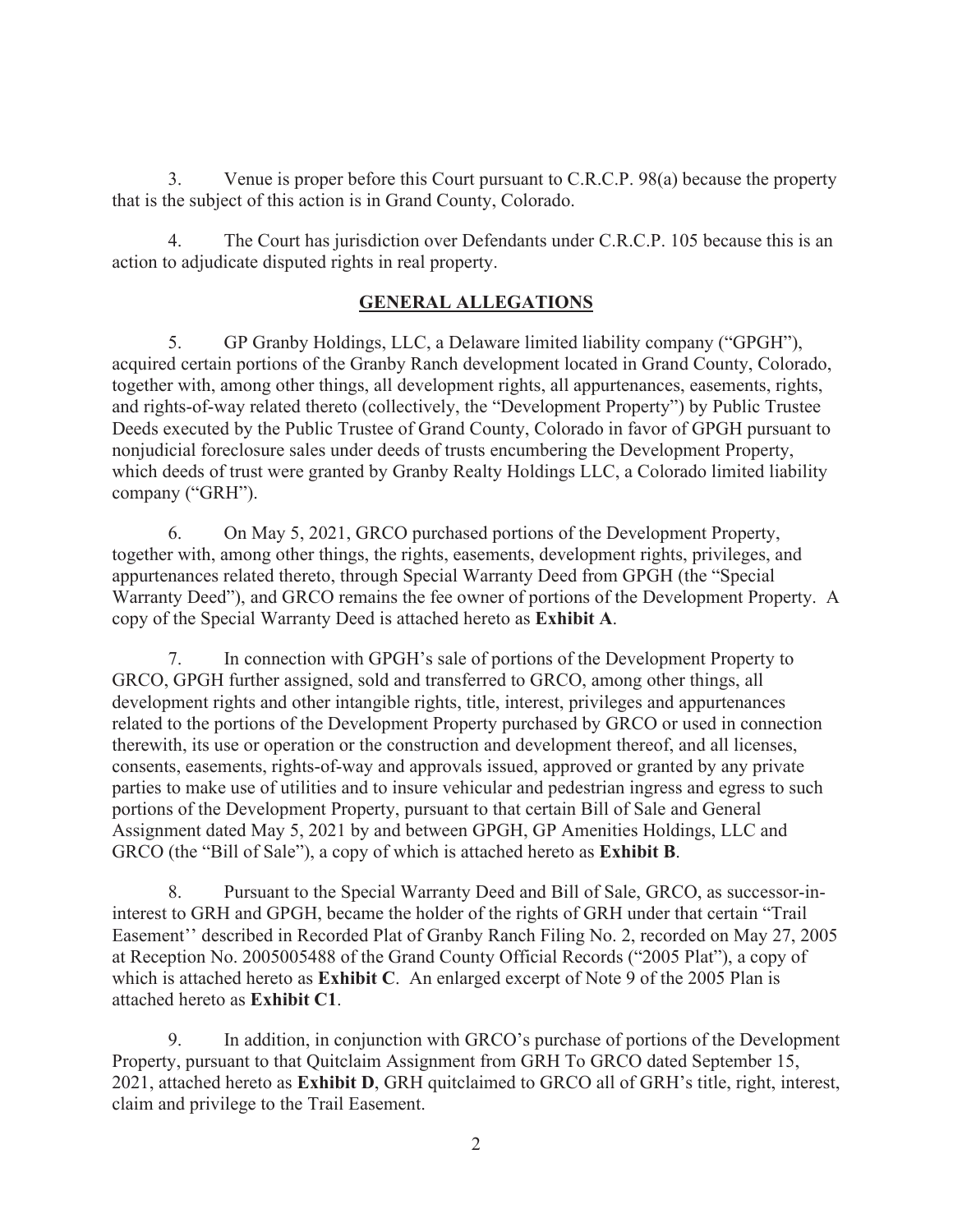3. Venue is proper before this Court pursuant to C.R.C.P. 98(a) because the property that is the subject of this action is in Grand County, Colorado.

4. The Court has jurisdiction over Defendants under C.R.C.P. 105 because this is an action to adjudicate disputed rights in real property.

## GENERAL ALLEGATIONS

5. GP Granby Holdings, LLC, a Delaware limited liability company ("GPGH"), acquired certain portions of the Granby Ranch development located in Grand County, Colorado, together with, among other things, all development rights, all appurtenances, easements, rights, and rights-of-way related thereto (collectively, the "Development Property") by Public Trustee Deeds executed by the Public Trustee of Grand County, Colorado in favor of GPGH pursuant to nonjudicial foreclosure sales under deeds of trusts encumbering the Development Property, which deeds of trust were granted by Granby Realty Holdings LLC, a Colorado limited liability company ("GRH").

6. On May 5, 2021, GRCO purchased portions of the Development Property, together with, among other things, the rights, easements, development rights, privileges, and appurtenances related thereto, through Special Warranty Deed from GPGH (the "Special Warranty Deed"), and GRCO remains the fee owner of portions of the Development Property. A copy of the Special Warranty Deed is attached hereto as **Exhibit A**.

7. In connection with GPGH's sale of portions of the Development Property to GRCO, GPGH further assigned, sold and transferred to GRCO, among other things, all development rights and other intangible rights, title, interest, privileges and appurtenances related to the portions of the Development Property purchased by GRCO or used in connection therewith, its use or operation or the construction and development thereof, and all licenses, consents, easements, rights-of-way and approvals issued, approved or granted by any private parties to make use of utilities and to insure vehicular and pedestrian ingress and egress to such portions of the Development Property, pursuant to that certain Bill of Sale and General Assignment dated May 5, 2021 by and between GPGH, GP Amenities Holdings, LLC and GRCO (the "Bill of Sale"), a copy of which is attached hereto as **Exhibit B**.

8. Pursuant to the Special Warranty Deed and Bill of Sale, GRCO, as successor-in-interest to GRH and GPGH, became the holder of the rights of GRH under that certain "Trail Easement'' described in Recorded Plat of Granby Ranch Filing No. 2, recorded on May 27, 2005 at Reception No. 2005005488 of the Grand County Official Records ("2005 Plat"), a copy of which is attached hereto as **Exhibit C**. An enlarged excerpt of Note 9 of the 2005 Plan is attached hereto as **Exhibit C1**.

9. In addition, in conjunction with GRCO's purchase of portions of the Development Property, pursuant to that Quitclaim Assignment from GRH To GRCO dated September 15, 2021, attached hereto as **Exhibit D**, GRH quitclaimed to GRCO all of GRH's title, right, interest, claim and privilege to the Trail Easement.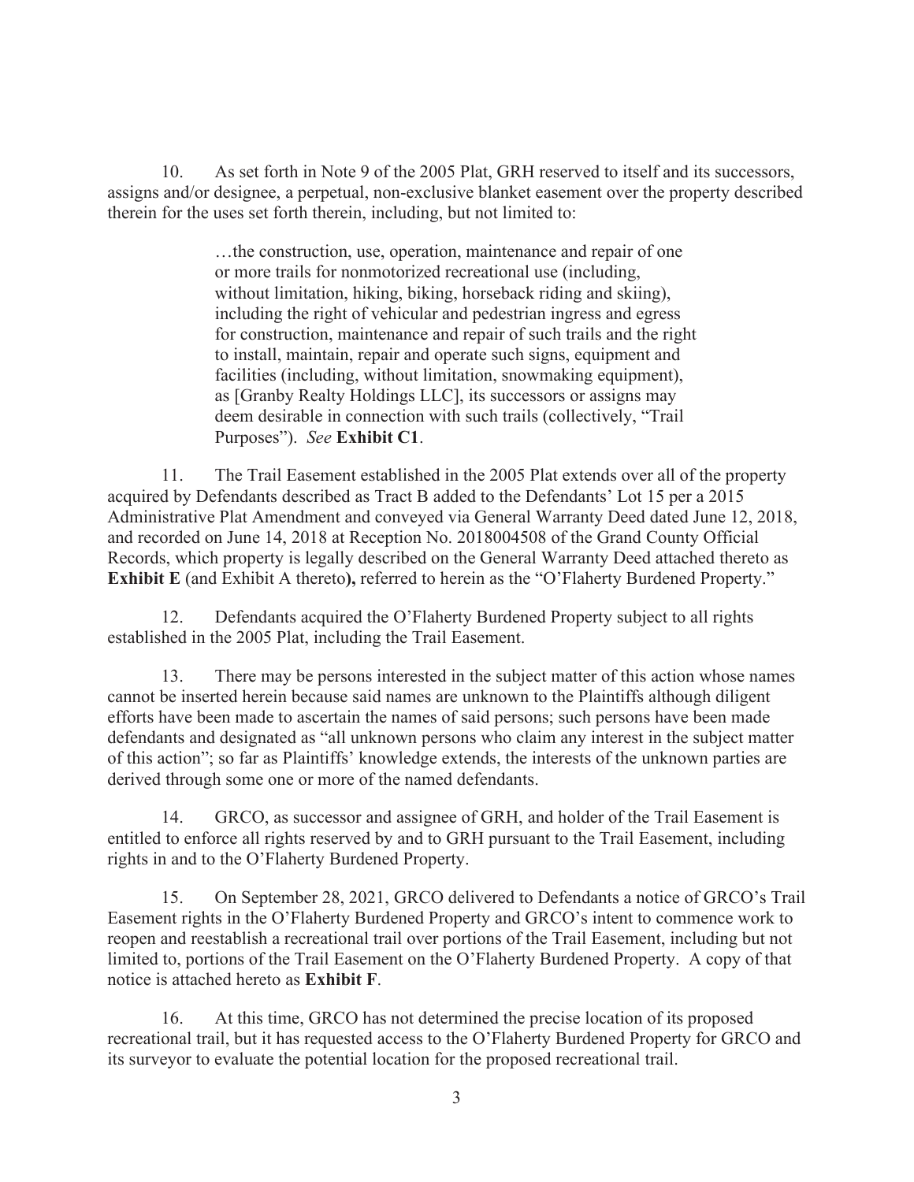10. As set forth in Note 9 of the 2005 Plat, GRH reserved to itself and its successors, assigns and/or designee, a perpetual, non-exclusive blanket easement over the property described therein for the uses set forth therein, including, but not limited to:

> …the construction, use, operation, maintenance and repair of one or more trails for nonmotorized recreational use (including, without limitation, hiking, biking, horseback riding and skiing), including the right of vehicular and pedestrian ingress and egress for construction, maintenance and repair of such trails and the right to install, maintain, repair and operate such signs, equipment and facilities (including, without limitation, snowmaking equipment), as [Granby Realty Holdings LLC], its successors or assigns may deem desirable in connection with such trails (collectively, "Trail Purposes"). *See* **Exhibit C1**.

11. The Trail Easement established in the 2005 Plat extends over all of the property acquired by Defendants described as Tract B added to the Defendants' Lot 15 per a 2015 Administrative Plat Amendment and conveyed via General Warranty Deed dated June 12, 2018, and recorded on June 14, 2018 at Reception No. 2018004508 of the Grand County Official Records, which property is legally described on the General Warranty Deed attached thereto as **Exhibit E** (and Exhibit A thereto**),** referred to herein as the "O'Flaherty Burdened Property."

12. Defendants acquired the O'Flaherty Burdened Property subject to all rights established in the 2005 Plat, including the Trail Easement.

13. There may be persons interested in the subject matter of this action whose names cannot be inserted herein because said names are unknown to the Plaintiffs although diligent efforts have been made to ascertain the names of said persons; such persons have been made defendants and designated as "all unknown persons who claim any interest in the subject matter of this action"; so far as Plaintiffs' knowledge extends, the interests of the unknown parties are derived through some one or more of the named defendants.

14. GRCO, as successor and assignee of GRH, and holder of the Trail Easement is entitled to enforce all rights reserved by and to GRH pursuant to the Trail Easement, including rights in and to the O'Flaherty Burdened Property.

15. On September 28, 2021, GRCO delivered to Defendants a notice of GRCO's Trail Easement rights in the O'Flaherty Burdened Property and GRCO's intent to commence work to reopen and reestablish a recreational trail over portions of the Trail Easement, including but not limited to, portions of the Trail Easement on the O'Flaherty Burdened Property. A copy of that notice is attached hereto as **Exhibit F**.

16. At this time, GRCO has not determined the precise location of its proposed recreational trail, but it has requested access to the O'Flaherty Burdened Property for GRCO and its surveyor to evaluate the potential location for the proposed recreational trail.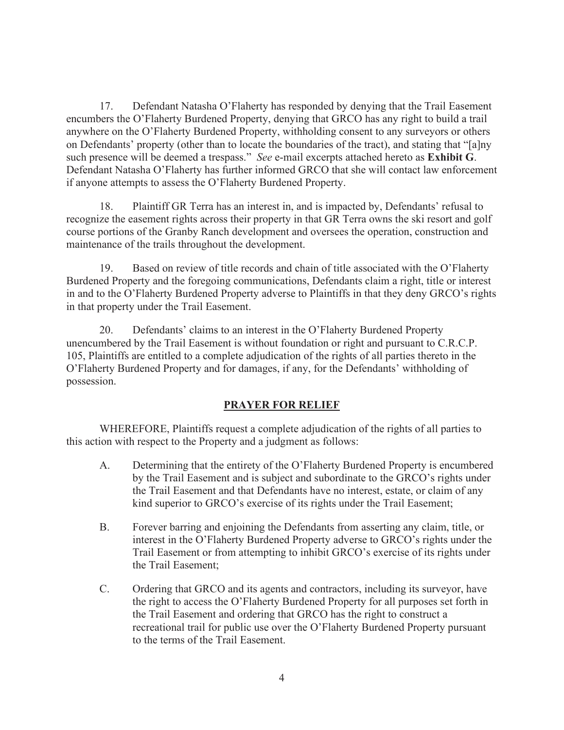17. Defendant Natasha O'Flaherty has responded by denying that the Trail Easement encumbers the O'Flaherty Burdened Property, denying that GRCO has any right to build a trail anywhere on the O'Flaherty Burdened Property, withholding consent to any surveyors or others on Defendants' property (other than to locate the boundaries of the tract), and stating that "[a]ny such presence will be deemed a trespass." *See* e-mail excerpts attached hereto as **Exhibit G**. Defendant Natasha O'Flaherty has further informed GRCO that she will contact law enforcement if anyone attempts to assess the O'Flaherty Burdened Property.

18. Plaintiff GR Terra has an interest in, and is impacted by, Defendants' refusal to recognize the easement rights across their property in that GR Terra owns the ski resort and golf course portions of the Granby Ranch development and oversees the operation, construction and maintenance of the trails throughout the development.

19. Based on review of title records and chain of title associated with the O'Flaherty Burdened Property and the foregoing communications, Defendants claim a right, title or interest in and to the O'Flaherty Burdened Property adverse to Plaintiffs in that they deny GRCO's rights in that property under the Trail Easement.

20. Defendants' claims to an interest in the O'Flaherty Burdened Property unencumbered by the Trail Easement is without foundation or right and pursuant to C.R.C.P. 105, Plaintiffs are entitled to a complete adjudication of the rights of all parties thereto in the O'Flaherty Burdened Property and for damages, if any, for the Defendants' withholding of possession.

## PRAYER FOR RELIEF

WHEREFORE, Plaintiffs request a complete adjudication of the rights of all parties to this action with respect to the Property and a judgment as follows:

A. Determining that the entirety of the O'Flaherty Burdened Property is encumbered by the Trail Easement and is subject and subordinate to the GRCO's rights under the Trail Easement and that Defendants have no interest, estate, or claim of any kind superior to GRCO's exercise of its rights under the Trail Easement;

B. Forever barring and enjoining the Defendants from asserting any claim, title, or interest in the O'Flaherty Burdened Property adverse to GRCO's rights under the Trail Easement or from attempting to inhibit GRCO's exercise of its rights under the Trail Easement;

C. Ordering that GRCO and its agents and contractors, including its surveyor, have the right to access the O'Flaherty Burdened Property for all purposes set forth in the Trail Easement and ordering that GRCO has the right to construct a recreational trail for public use over the O'Flaherty Burdened Property pursuant to the terms of the Trail Easement.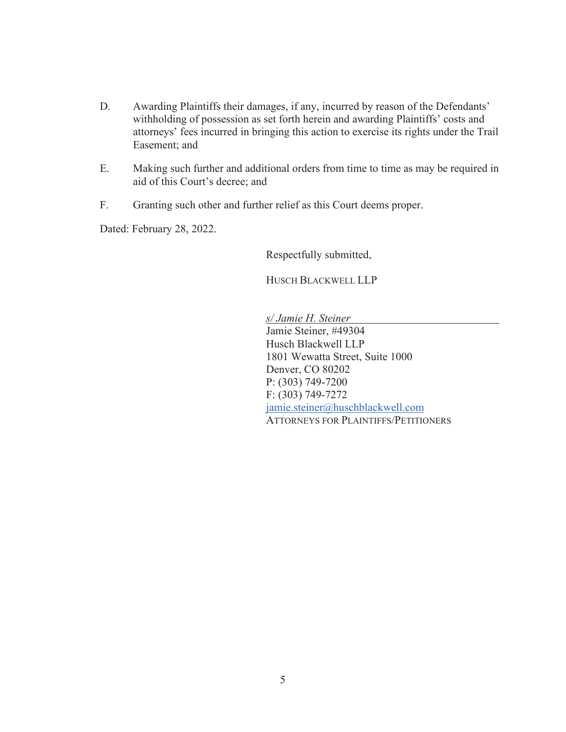D. Awarding Plaintiffs their damages, if any, incurred by reason of the Defendants' withholding of possession as set forth herein and awarding Plaintiffs' costs and attorneys' fees incurred in bringing this action to exercise its rights under the Trail Easement; and

E. Making such further and additional orders from time to time as may be required in aid of this Court's decree; and

F. Granting such other and further relief as this Court deems proper.

Dated: February 28, 2022.

Respectfully submitted,

HUSCH BLACKWELL LLP

*s/ Jamie H. Steiner*
Jamie Steiner, #49304
Husch Blackwell LLP
1801 Wewatta Street, Suite 1000
Denver, CO 80202
P: (303) 749-7200
F: (303) 749-7272
jamie.steiner@huschblackwell.com
ATTORNEYS FOR PLAINTIFFS/PETITIONERS